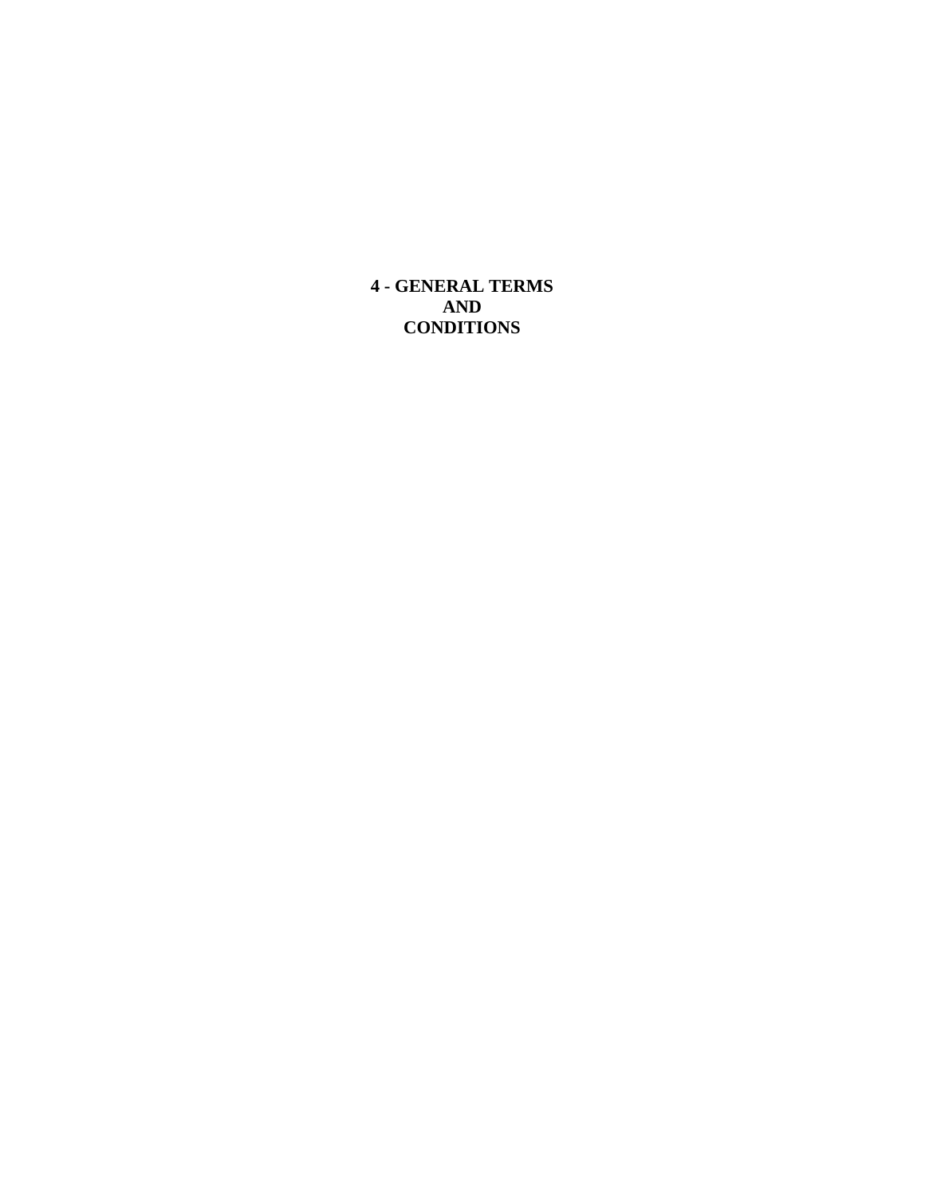# 4 - GENERAL TERMS AND CONDITIONS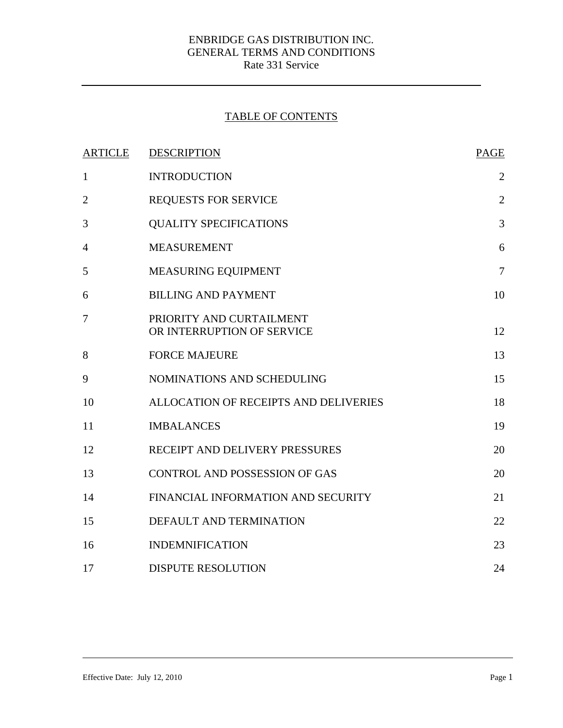# ENBRIDGE GAS DISTRIBUTION INC.
## GENERAL TERMS AND CONDITIONS
### Rate 331 Service

---

## TABLE OF CONTENTS

| ARTICLE | DESCRIPTION | PAGE |
|---|---|---|
| 1 | INTRODUCTION | 2 |
| 2 | REQUESTS FOR SERVICE | 2 |
| 3 | QUALITY SPECIFICATIONS | 3 |
| 4 | MEASUREMENT | 6 |
| 5 | MEASURING EQUIPMENT | 7 |
| 6 | BILLING AND PAYMENT | 10 |
| 7 | PRIORITY AND CURTAILMENT OR INTERRUPTION OF SERVICE | 12 |
| 8 | FORCE MAJEURE | 13 |
| 9 | NOMINATIONS AND SCHEDULING | 15 |
| 10 | ALLOCATION OF RECEIPTS AND DELIVERIES | 18 |
| 11 | IMBALANCES | 19 |
| 12 | RECEIPT AND DELIVERY PRESSURES | 20 |
| 13 | CONTROL AND POSSESSION OF GAS | 20 |
| 14 | FINANCIAL INFORMATION AND SECURITY | 21 |
| 15 | DEFAULT AND TERMINATION | 22 |
| 16 | INDEMNIFICATION | 23 |
| 17 | DISPUTE RESOLUTION | 24 |

Effective Date: July 12, 2010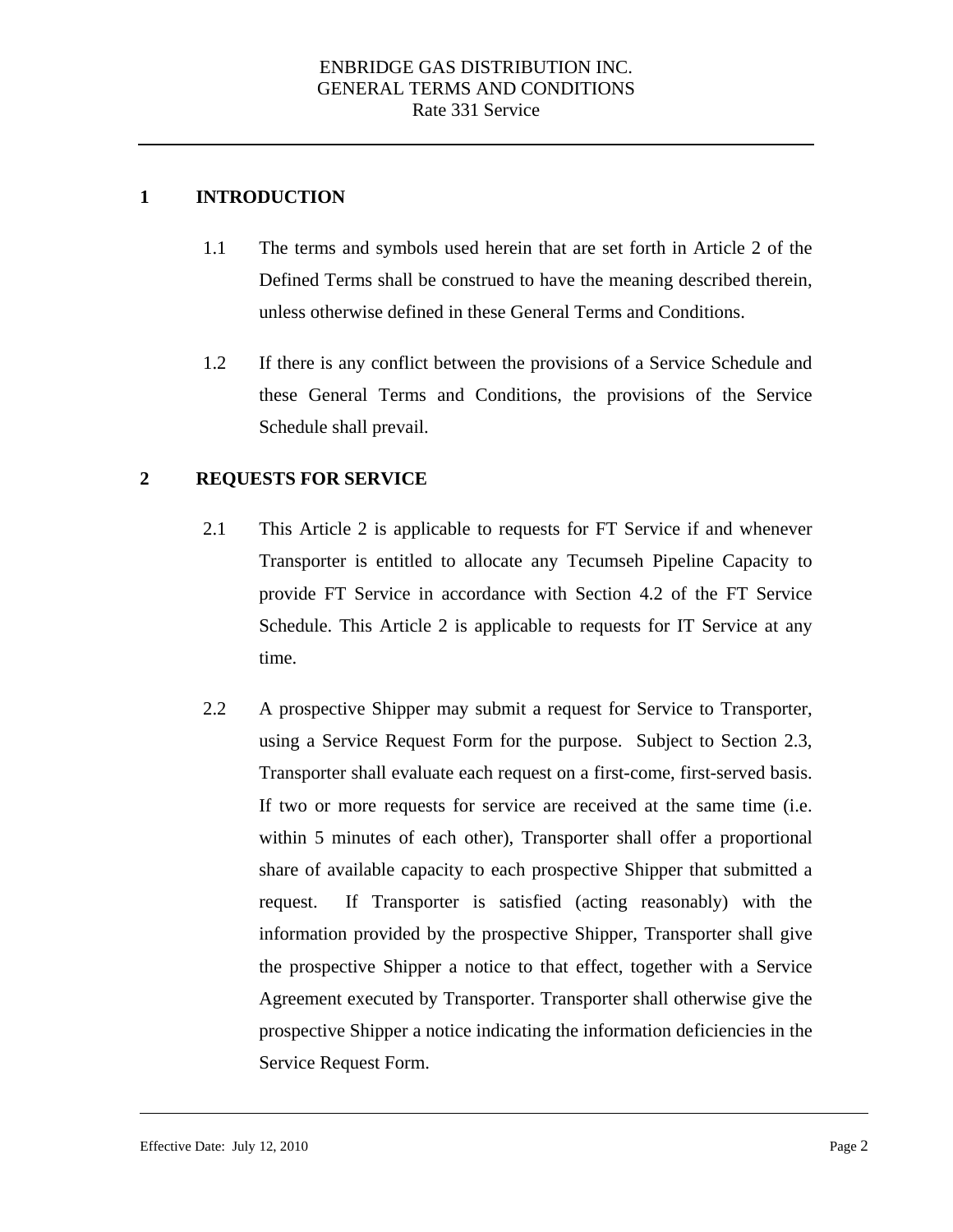## 1 INTRODUCTION

1.1 The terms and symbols used herein that are set forth in Article 2 of the Defined Terms shall be construed to have the meaning described therein, unless otherwise defined in these General Terms and Conditions.

1.2 If there is any conflict between the provisions of a Service Schedule and these General Terms and Conditions, the provisions of the Service Schedule shall prevail.

## 2 REQUESTS FOR SERVICE

2.1 This Article 2 is applicable to requests for FT Service if and whenever Transporter is entitled to allocate any Tecumseh Pipeline Capacity to provide FT Service in accordance with Section 4.2 of the FT Service Schedule. This Article 2 is applicable to requests for IT Service at any time.

2.2 A prospective Shipper may submit a request for Service to Transporter, using a Service Request Form for the purpose. Subject to Section 2.3, Transporter shall evaluate each request on a first-come, first-served basis. If two or more requests for service are received at the same time (i.e. within 5 minutes of each other), Transporter shall offer a proportional share of available capacity to each prospective Shipper that submitted a request. If Transporter is satisfied (acting reasonably) with the information provided by the prospective Shipper, Transporter shall give the prospective Shipper a notice to that effect, together with a Service Agreement executed by Transporter. Transporter shall otherwise give the prospective Shipper a notice indicating the information deficiencies in the Service Request Form.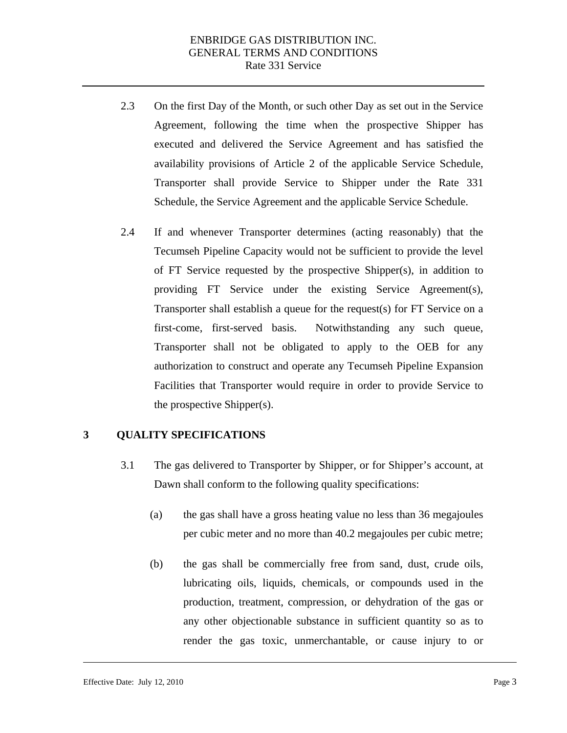2.3 On the first Day of the Month, or such other Day as set out in the Service Agreement, following the time when the prospective Shipper has executed and delivered the Service Agreement and has satisfied the availability provisions of Article 2 of the applicable Service Schedule, Transporter shall provide Service to Shipper under the Rate 331 Schedule, the Service Agreement and the applicable Service Schedule.

2.4 If and whenever Transporter determines (acting reasonably) that the Tecumseh Pipeline Capacity would not be sufficient to provide the level of FT Service requested by the prospective Shipper(s), in addition to providing FT Service under the existing Service Agreement(s), Transporter shall establish a queue for the request(s) for FT Service on a first-come, first-served basis. Notwithstanding any such queue, Transporter shall not be obligated to apply to the OEB for any authorization to construct and operate any Tecumseh Pipeline Expansion Facilities that Transporter would require in order to provide Service to the prospective Shipper(s).

## 3 QUALITY SPECIFICATIONS

3.1 The gas delivered to Transporter by Shipper, or for Shipper's account, at Dawn shall conform to the following quality specifications:

(a) the gas shall have a gross heating value no less than 36 megajoules per cubic meter and no more than 40.2 megajoules per cubic metre;

(b) the gas shall be commercially free from sand, dust, crude oils, lubricating oils, liquids, chemicals, or compounds used in the production, treatment, compression, or dehydration of the gas or any other objectionable substance in sufficient quantity so as to render the gas toxic, unmerchantable, or cause injury to or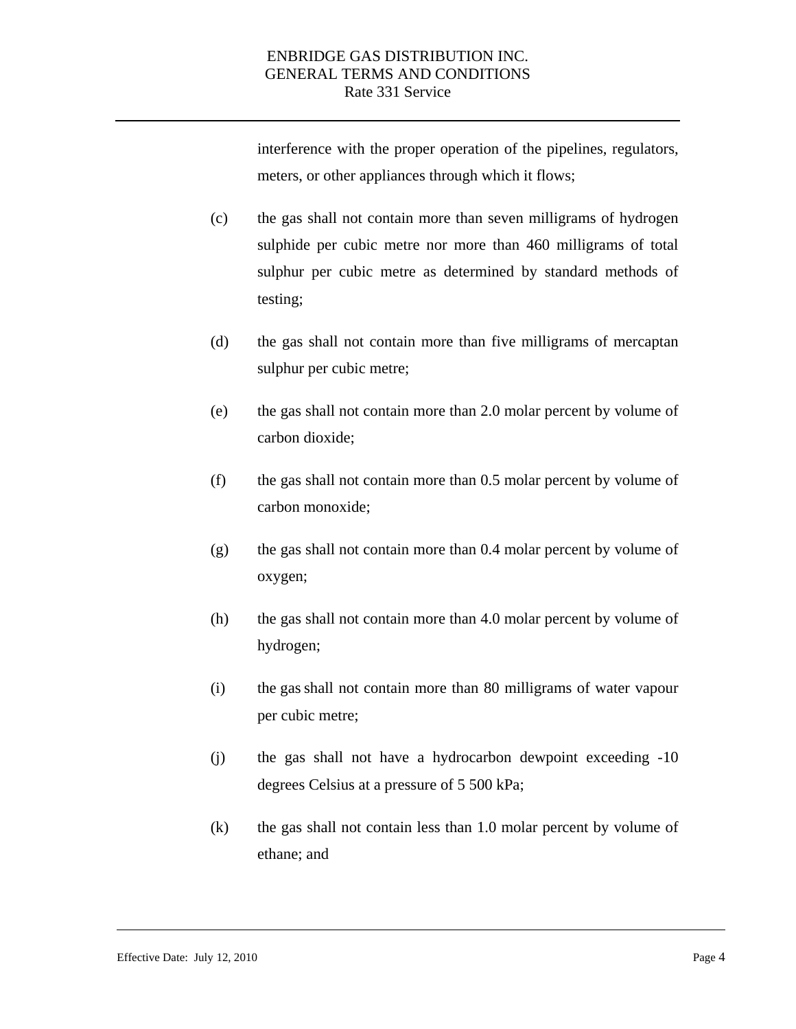interference with the proper operation of the pipelines, regulators, meters, or other appliances through which it flows;

(c) the gas shall not contain more than seven milligrams of hydrogen sulphide per cubic metre nor more than 460 milligrams of total sulphur per cubic metre as determined by standard methods of testing;

(d) the gas shall not contain more than five milligrams of mercaptan sulphur per cubic metre;

(e) the gas shall not contain more than 2.0 molar percent by volume of carbon dioxide;

(f) the gas shall not contain more than 0.5 molar percent by volume of carbon monoxide;

(g) the gas shall not contain more than 0.4 molar percent by volume of oxygen;

(h) the gas shall not contain more than 4.0 molar percent by volume of hydrogen;

(i) the gas shall not contain more than 80 milligrams of water vapour per cubic metre;

(j) the gas shall not have a hydrocarbon dewpoint exceeding -10 degrees Celsius at a pressure of 5 500 kPa;

(k) the gas shall not contain less than 1.0 molar percent by volume of ethane; and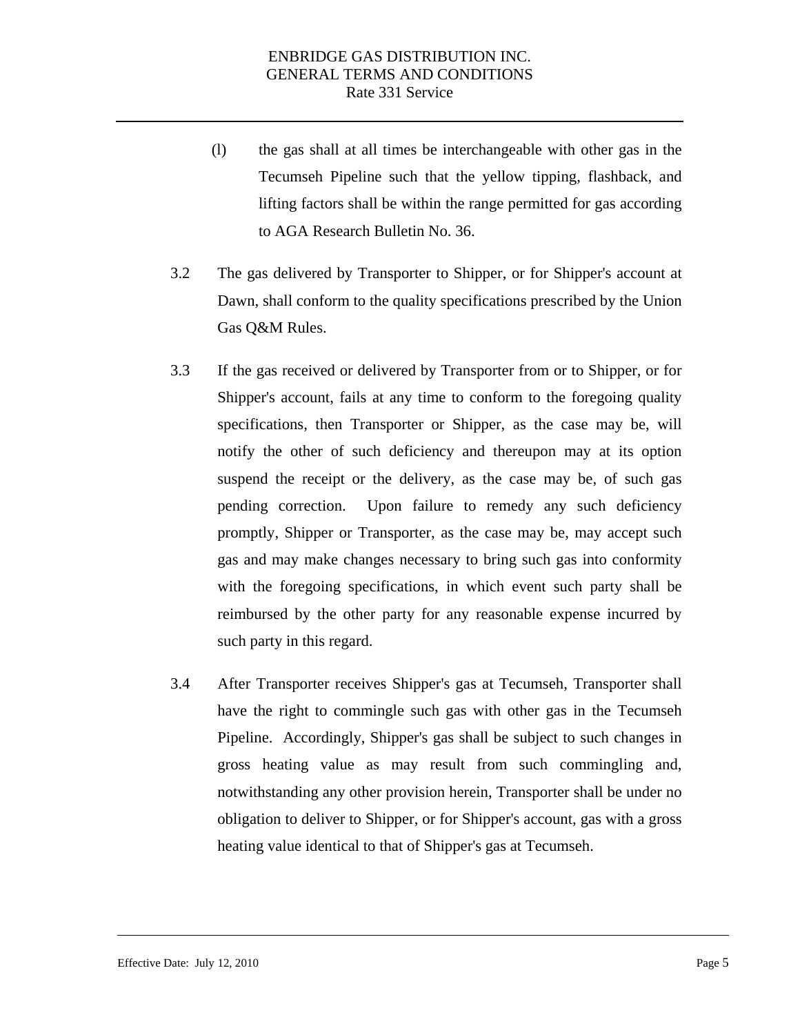(l) the gas shall at all times be interchangeable with other gas in the Tecumseh Pipeline such that the yellow tipping, flashback, and lifting factors shall be within the range permitted for gas according to AGA Research Bulletin No. 36.

3.2 The gas delivered by Transporter to Shipper, or for Shipper's account at Dawn, shall conform to the quality specifications prescribed by the Union Gas Q&M Rules.

3.3 If the gas received or delivered by Transporter from or to Shipper, or for Shipper's account, fails at any time to conform to the foregoing quality specifications, then Transporter or Shipper, as the case may be, will notify the other of such deficiency and thereupon may at its option suspend the receipt or the delivery, as the case may be, of such gas pending correction. Upon failure to remedy any such deficiency promptly, Shipper or Transporter, as the case may be, may accept such gas and may make changes necessary to bring such gas into conformity with the foregoing specifications, in which event such party shall be reimbursed by the other party for any reasonable expense incurred by such party in this regard.

3.4 After Transporter receives Shipper's gas at Tecumseh, Transporter shall have the right to commingle such gas with other gas in the Tecumseh Pipeline. Accordingly, Shipper's gas shall be subject to such changes in gross heating value as may result from such commingling and, notwithstanding any other provision herein, Transporter shall be under no obligation to deliver to Shipper, or for Shipper's account, gas with a gross heating value identical to that of Shipper's gas at Tecumseh.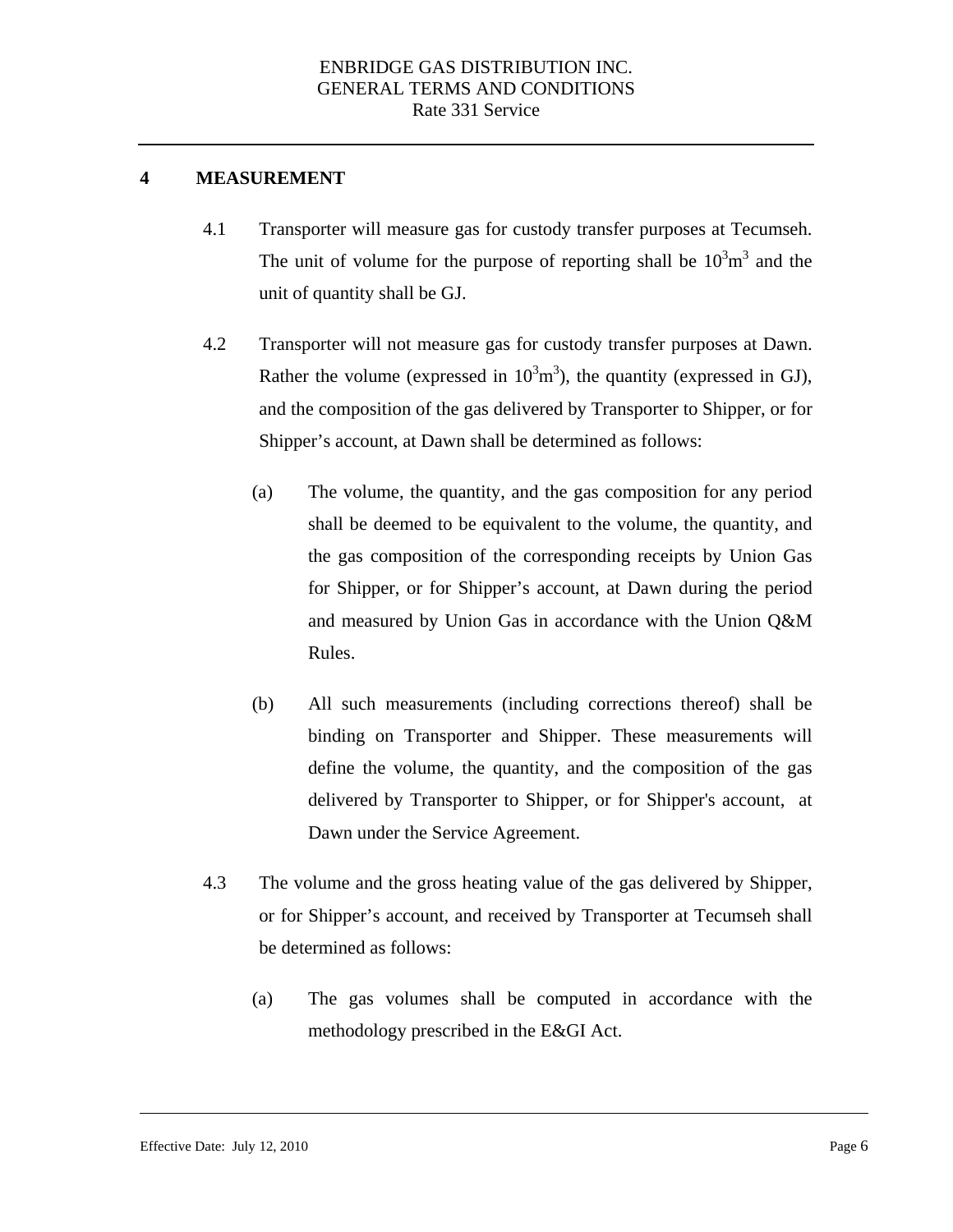## 4 MEASUREMENT

4.1 Transporter will measure gas for custody transfer purposes at Tecumseh. The unit of volume for the purpose of reporting shall be $10^3m^3$ and the unit of quantity shall be GJ.

4.2 Transporter will not measure gas for custody transfer purposes at Dawn. Rather the volume (expressed in $10^3m^3$), the quantity (expressed in GJ), and the composition of the gas delivered by Transporter to Shipper, or for Shipper's account, at Dawn shall be determined as follows:

(a) The volume, the quantity, and the gas composition for any period shall be deemed to be equivalent to the volume, the quantity, and the gas composition of the corresponding receipts by Union Gas for Shipper, or for Shipper's account, at Dawn during the period and measured by Union Gas in accordance with the Union Q&M Rules.

(b) All such measurements (including corrections thereof) shall be binding on Transporter and Shipper. These measurements will define the volume, the quantity, and the composition of the gas delivered by Transporter to Shipper, or for Shipper's account, at Dawn under the Service Agreement.

4.3 The volume and the gross heating value of the gas delivered by Shipper, or for Shipper's account, and received by Transporter at Tecumseh shall be determined as follows:

(a) The gas volumes shall be computed in accordance with the methodology prescribed in the E&GI Act.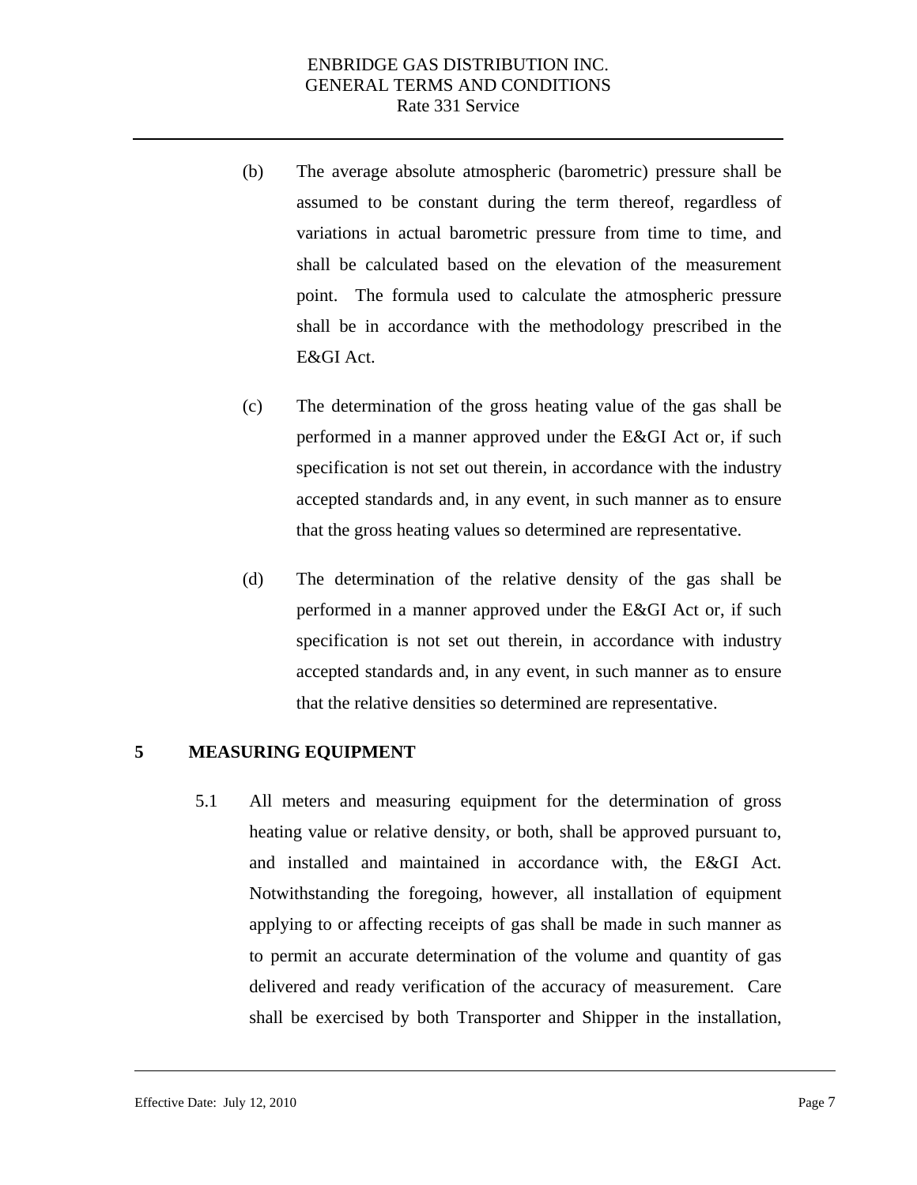(b) The average absolute atmospheric (barometric) pressure shall be assumed to be constant during the term thereof, regardless of variations in actual barometric pressure from time to time, and shall be calculated based on the elevation of the measurement point. The formula used to calculate the atmospheric pressure shall be in accordance with the methodology prescribed in the E&GI Act.

(c) The determination of the gross heating value of the gas shall be performed in a manner approved under the E&GI Act or, if such specification is not set out therein, in accordance with the industry accepted standards and, in any event, in such manner as to ensure that the gross heating values so determined are representative.

(d) The determination of the relative density of the gas shall be performed in a manner approved under the E&GI Act or, if such specification is not set out therein, in accordance with industry accepted standards and, in any event, in such manner as to ensure that the relative densities so determined are representative.

## 5 MEASURING EQUIPMENT

5.1 All meters and measuring equipment for the determination of gross heating value or relative density, or both, shall be approved pursuant to, and installed and maintained in accordance with, the E&GI Act. Notwithstanding the foregoing, however, all installation of equipment applying to or affecting receipts of gas shall be made in such manner as to permit an accurate determination of the volume and quantity of gas delivered and ready verification of the accuracy of measurement. Care shall be exercised by both Transporter and Shipper in the installation,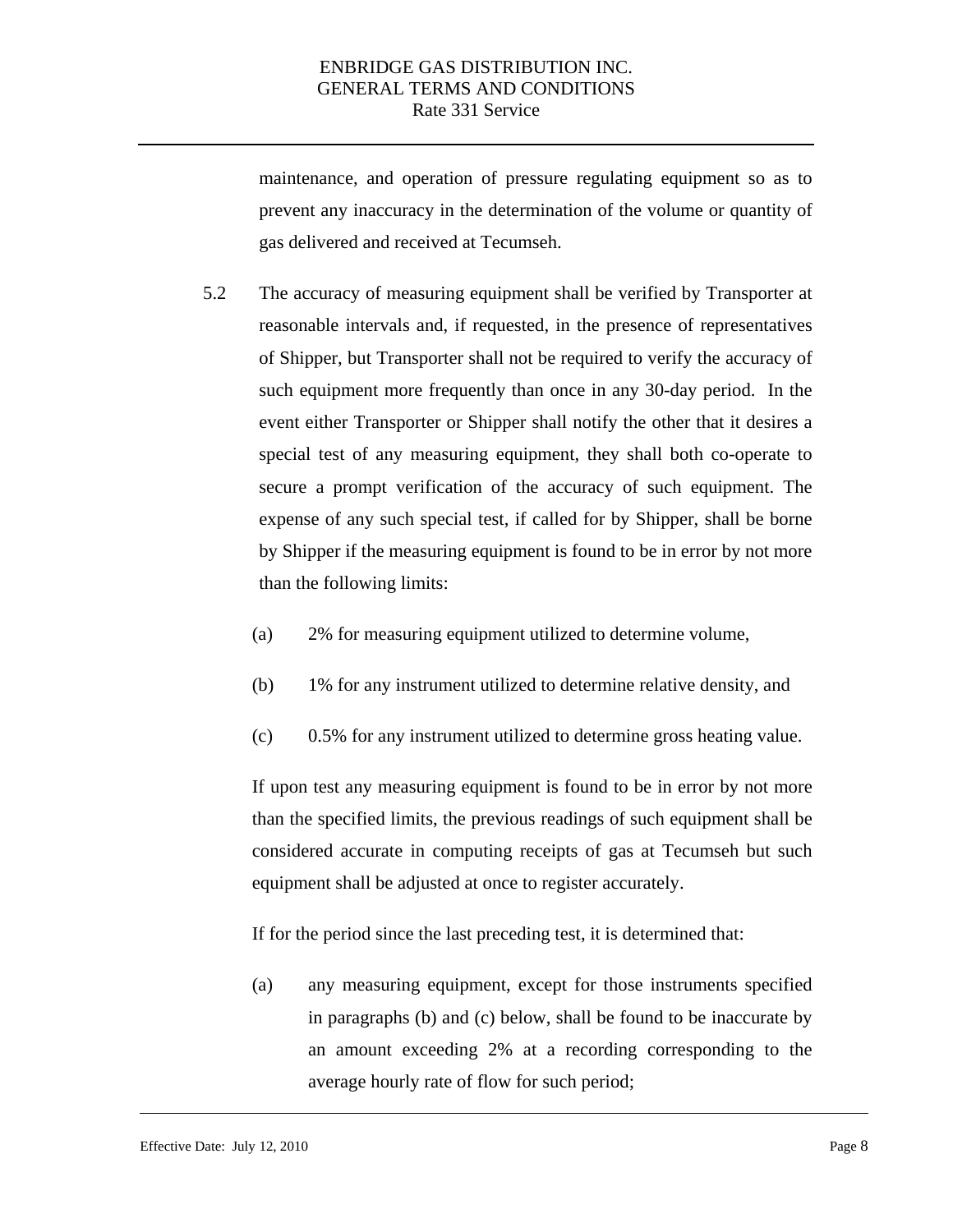maintenance, and operation of pressure regulating equipment so as to prevent any inaccuracy in the determination of the volume or quantity of gas delivered and received at Tecumseh.

5.2 The accuracy of measuring equipment shall be verified by Transporter at reasonable intervals and, if requested, in the presence of representatives of Shipper, but Transporter shall not be required to verify the accuracy of such equipment more frequently than once in any 30-day period. In the event either Transporter or Shipper shall notify the other that it desires a special test of any measuring equipment, they shall both co-operate to secure a prompt verification of the accuracy of such equipment. The expense of any such special test, if called for by Shipper, shall be borne by Shipper if the measuring equipment is found to be in error by not more than the following limits:

(a) 2% for measuring equipment utilized to determine volume,

(b) 1% for any instrument utilized to determine relative density, and

(c) 0.5% for any instrument utilized to determine gross heating value.

If upon test any measuring equipment is found to be in error by not more than the specified limits, the previous readings of such equipment shall be considered accurate in computing receipts of gas at Tecumseh but such equipment shall be adjusted at once to register accurately.

If for the period since the last preceding test, it is determined that:

(a) any measuring equipment, except for those instruments specified in paragraphs (b) and (c) below, shall be found to be inaccurate by an amount exceeding 2% at a recording corresponding to the average hourly rate of flow for such period;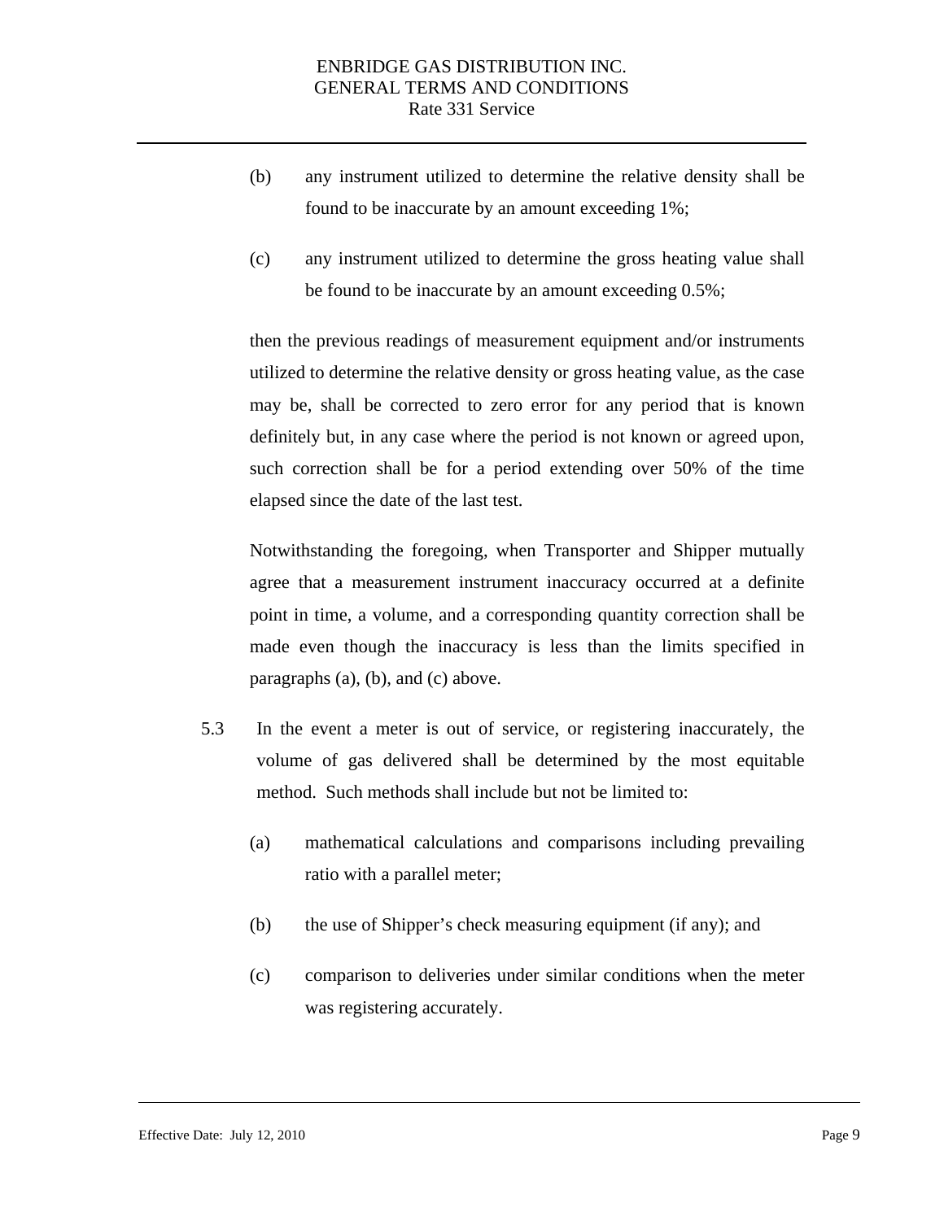(b) any instrument utilized to determine the relative density shall be found to be inaccurate by an amount exceeding 1%;

(c) any instrument utilized to determine the gross heating value shall be found to be inaccurate by an amount exceeding 0.5%;

then the previous readings of measurement equipment and/or instruments utilized to determine the relative density or gross heating value, as the case may be, shall be corrected to zero error for any period that is known definitely but, in any case where the period is not known or agreed upon, such correction shall be for a period extending over 50% of the time elapsed since the date of the last test.

Notwithstanding the foregoing, when Transporter and Shipper mutually agree that a measurement instrument inaccuracy occurred at a definite point in time, a volume, and a corresponding quantity correction shall be made even though the inaccuracy is less than the limits specified in paragraphs (a), (b), and (c) above.

5.3 In the event a meter is out of service, or registering inaccurately, the volume of gas delivered shall be determined by the most equitable method. Such methods shall include but not be limited to:

(a) mathematical calculations and comparisons including prevailing ratio with a parallel meter;

(b) the use of Shipper's check measuring equipment (if any); and

(c) comparison to deliveries under similar conditions when the meter was registering accurately.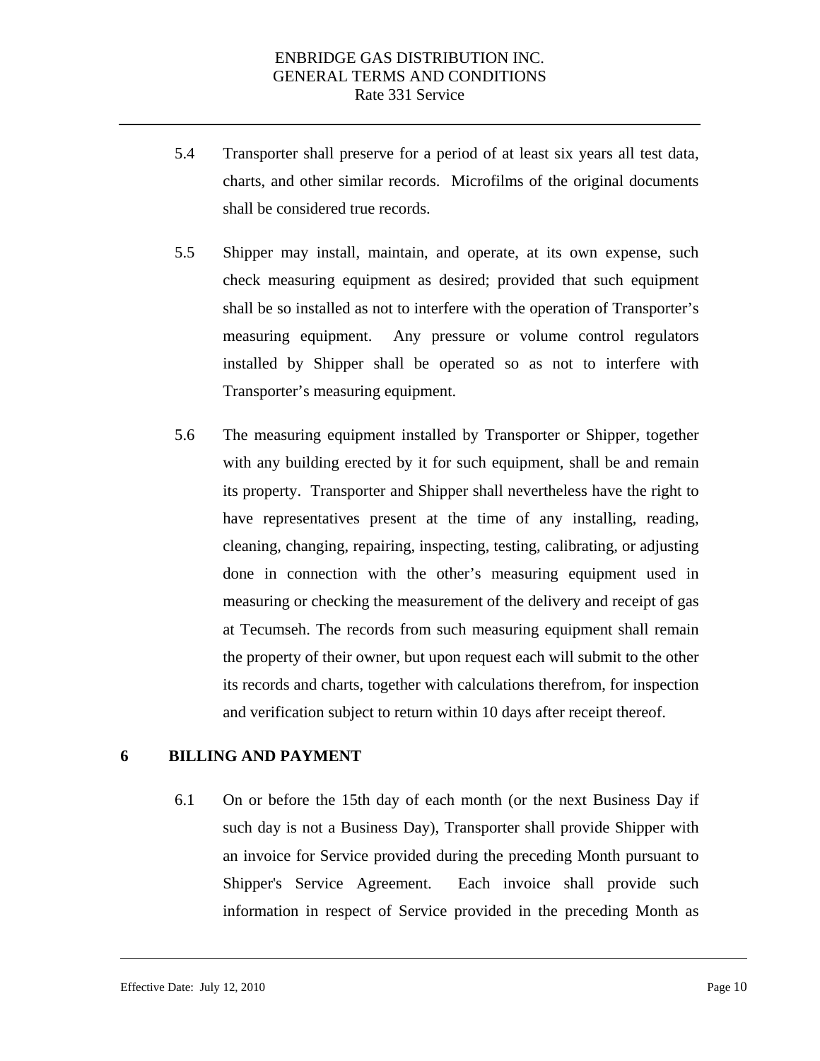5.4 Transporter shall preserve for a period of at least six years all test data, charts, and other similar records. Microfilms of the original documents shall be considered true records.

5.5 Shipper may install, maintain, and operate, at its own expense, such check measuring equipment as desired; provided that such equipment shall be so installed as not to interfere with the operation of Transporter's measuring equipment. Any pressure or volume control regulators installed by Shipper shall be operated so as not to interfere with Transporter's measuring equipment.

5.6 The measuring equipment installed by Transporter or Shipper, together with any building erected by it for such equipment, shall be and remain its property. Transporter and Shipper shall nevertheless have the right to have representatives present at the time of any installing, reading, cleaning, changing, repairing, inspecting, testing, calibrating, or adjusting done in connection with the other's measuring equipment used in measuring or checking the measurement of the delivery and receipt of gas at Tecumseh. The records from such measuring equipment shall remain the property of their owner, but upon request each will submit to the other its records and charts, together with calculations therefrom, for inspection and verification subject to return within 10 days after receipt thereof.

## 6 BILLING AND PAYMENT

6.1 On or before the 15th day of each month (or the next Business Day if such day is not a Business Day), Transporter shall provide Shipper with an invoice for Service provided during the preceding Month pursuant to Shipper's Service Agreement. Each invoice shall provide such information in respect of Service provided in the preceding Month as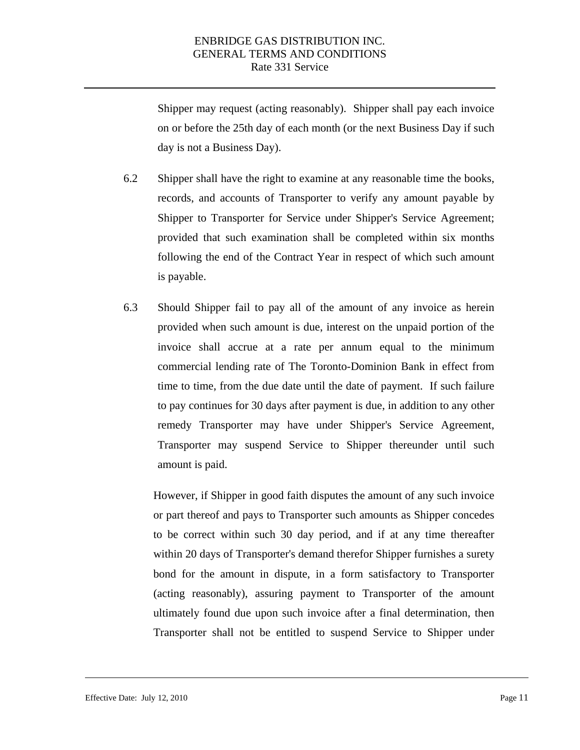Shipper may request (acting reasonably). Shipper shall pay each invoice on or before the 25th day of each month (or the next Business Day if such day is not a Business Day).

6.2 Shipper shall have the right to examine at any reasonable time the books, records, and accounts of Transporter to verify any amount payable by Shipper to Transporter for Service under Shipper's Service Agreement; provided that such examination shall be completed within six months following the end of the Contract Year in respect of which such amount is payable.

6.3 Should Shipper fail to pay all of the amount of any invoice as herein provided when such amount is due, interest on the unpaid portion of the invoice shall accrue at a rate per annum equal to the minimum commercial lending rate of The Toronto-Dominion Bank in effect from time to time, from the due date until the date of payment. If such failure to pay continues for 30 days after payment is due, in addition to any other remedy Transporter may have under Shipper's Service Agreement, Transporter may suspend Service to Shipper thereunder until such amount is paid.

However, if Shipper in good faith disputes the amount of any such invoice or part thereof and pays to Transporter such amounts as Shipper concedes to be correct within such 30 day period, and if at any time thereafter within 20 days of Transporter's demand therefor Shipper furnishes a surety bond for the amount in dispute, in a form satisfactory to Transporter (acting reasonably), assuring payment to Transporter of the amount ultimately found due upon such invoice after a final determination, then Transporter shall not be entitled to suspend Service to Shipper under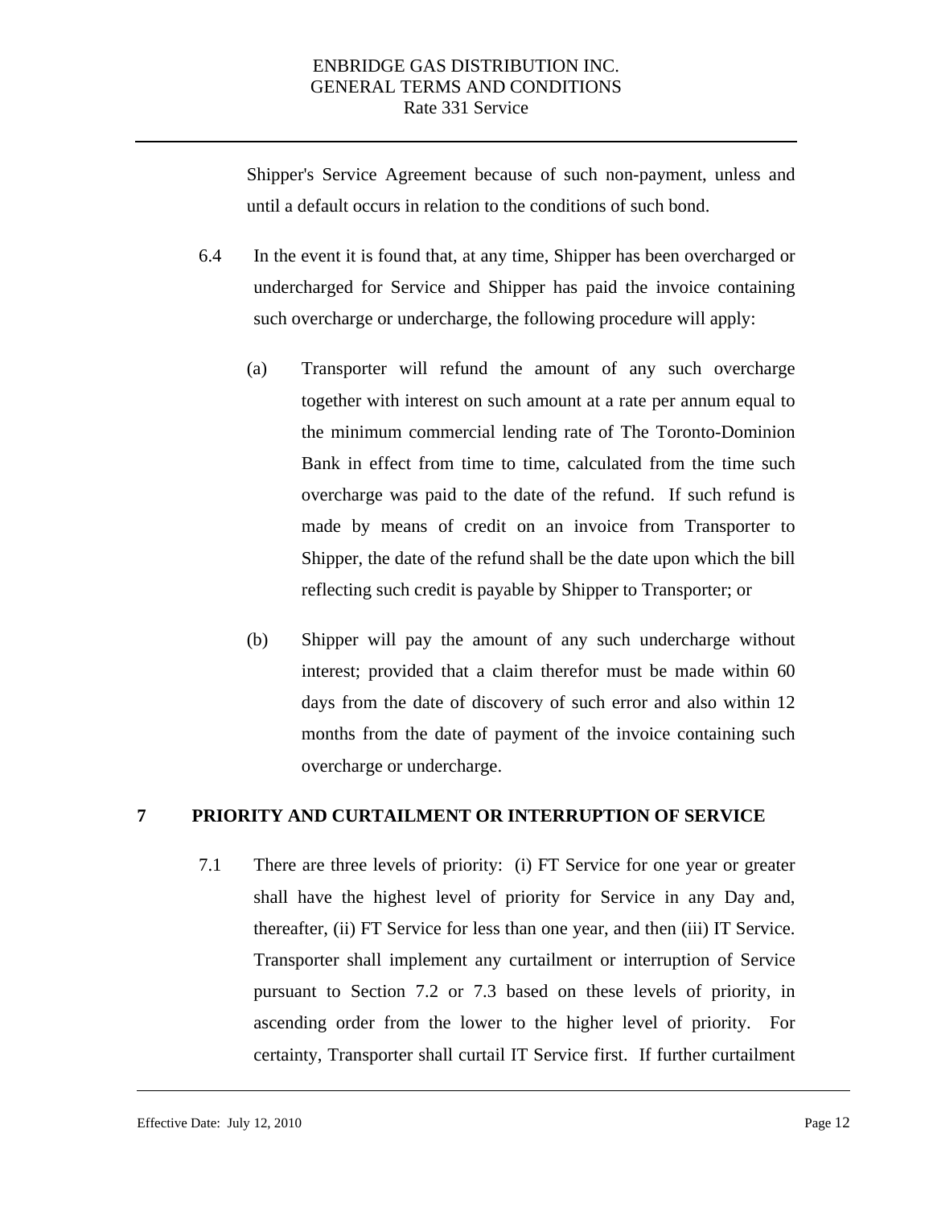Shipper's Service Agreement because of such non-payment, unless and until a default occurs in relation to the conditions of such bond.

6.4 In the event it is found that, at any time, Shipper has been overcharged or undercharged for Service and Shipper has paid the invoice containing such overcharge or undercharge, the following procedure will apply:

(a) Transporter will refund the amount of any such overcharge together with interest on such amount at a rate per annum equal to the minimum commercial lending rate of The Toronto-Dominion Bank in effect from time to time, calculated from the time such overcharge was paid to the date of the refund. If such refund is made by means of credit on an invoice from Transporter to Shipper, the date of the refund shall be the date upon which the bill reflecting such credit is payable by Shipper to Transporter; or

(b) Shipper will pay the amount of any such undercharge without interest; provided that a claim therefor must be made within 60 days from the date of discovery of such error and also within 12 months from the date of payment of the invoice containing such overcharge or undercharge.

## 7 PRIORITY AND CURTAILMENT OR INTERRUPTION OF SERVICE

7.1 There are three levels of priority: (i) FT Service for one year or greater shall have the highest level of priority for Service in any Day and, thereafter, (ii) FT Service for less than one year, and then (iii) IT Service. Transporter shall implement any curtailment or interruption of Service pursuant to Section 7.2 or 7.3 based on these levels of priority, in ascending order from the lower to the higher level of priority. For certainty, Transporter shall curtail IT Service first. If further curtailment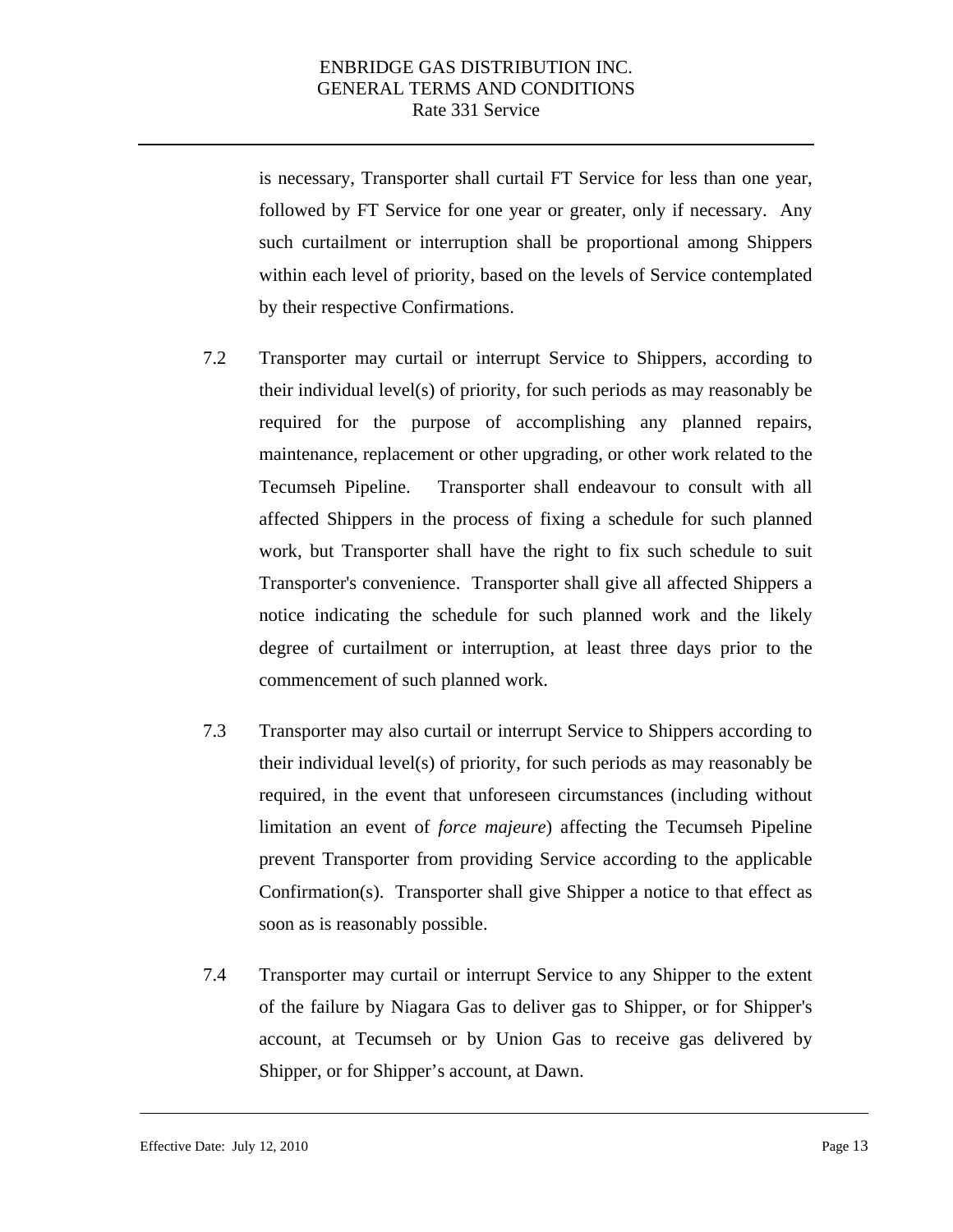is necessary, Transporter shall curtail FT Service for less than one year, followed by FT Service for one year or greater, only if necessary. Any such curtailment or interruption shall be proportional among Shippers within each level of priority, based on the levels of Service contemplated by their respective Confirmations.

7.2 Transporter may curtail or interrupt Service to Shippers, according to their individual level(s) of priority, for such periods as may reasonably be required for the purpose of accomplishing any planned repairs, maintenance, replacement or other upgrading, or other work related to the Tecumseh Pipeline. Transporter shall endeavour to consult with all affected Shippers in the process of fixing a schedule for such planned work, but Transporter shall have the right to fix such schedule to suit Transporter's convenience. Transporter shall give all affected Shippers a notice indicating the schedule for such planned work and the likely degree of curtailment or interruption, at least three days prior to the commencement of such planned work.

7.3 Transporter may also curtail or interrupt Service to Shippers according to their individual level(s) of priority, for such periods as may reasonably be required, in the event that unforeseen circumstances (including without limitation an event of *force majeure*) affecting the Tecumseh Pipeline prevent Transporter from providing Service according to the applicable Confirmation(s). Transporter shall give Shipper a notice to that effect as soon as is reasonably possible.

7.4 Transporter may curtail or interrupt Service to any Shipper to the extent of the failure by Niagara Gas to deliver gas to Shipper, or for Shipper's account, at Tecumseh or by Union Gas to receive gas delivered by Shipper, or for Shipper's account, at Dawn.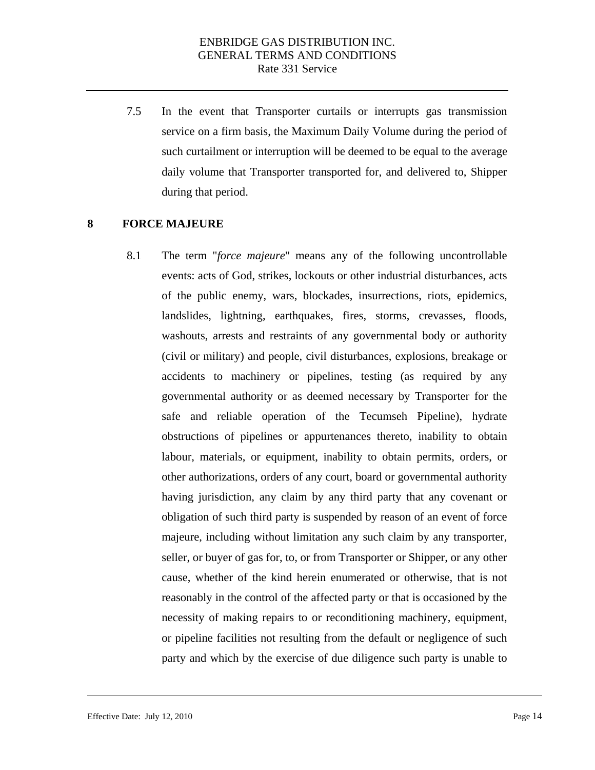7.5 In the event that Transporter curtails or interrupts gas transmission service on a firm basis, the Maximum Daily Volume during the period of such curtailment or interruption will be deemed to be equal to the average daily volume that Transporter transported for, and delivered to, Shipper during that period.

## 8 FORCE MAJEURE

8.1 The term "*force majeure*" means any of the following uncontrollable events: acts of God, strikes, lockouts or other industrial disturbances, acts of the public enemy, wars, blockades, insurrections, riots, epidemics, landslides, lightning, earthquakes, fires, storms, crevasses, floods, washouts, arrests and restraints of any governmental body or authority (civil or military) and people, civil disturbances, explosions, breakage or accidents to machinery or pipelines, testing (as required by any governmental authority or as deemed necessary by Transporter for the safe and reliable operation of the Tecumseh Pipeline), hydrate obstructions of pipelines or appurtenances thereto, inability to obtain labour, materials, or equipment, inability to obtain permits, orders, or other authorizations, orders of any court, board or governmental authority having jurisdiction, any claim by any third party that any covenant or obligation of such third party is suspended by reason of an event of force majeure, including without limitation any such claim by any transporter, seller, or buyer of gas for, to, or from Transporter or Shipper, or any other cause, whether of the kind herein enumerated or otherwise, that is not reasonably in the control of the affected party or that is occasioned by the necessity of making repairs to or reconditioning machinery, equipment, or pipeline facilities not resulting from the default or negligence of such party and which by the exercise of due diligence such party is unable to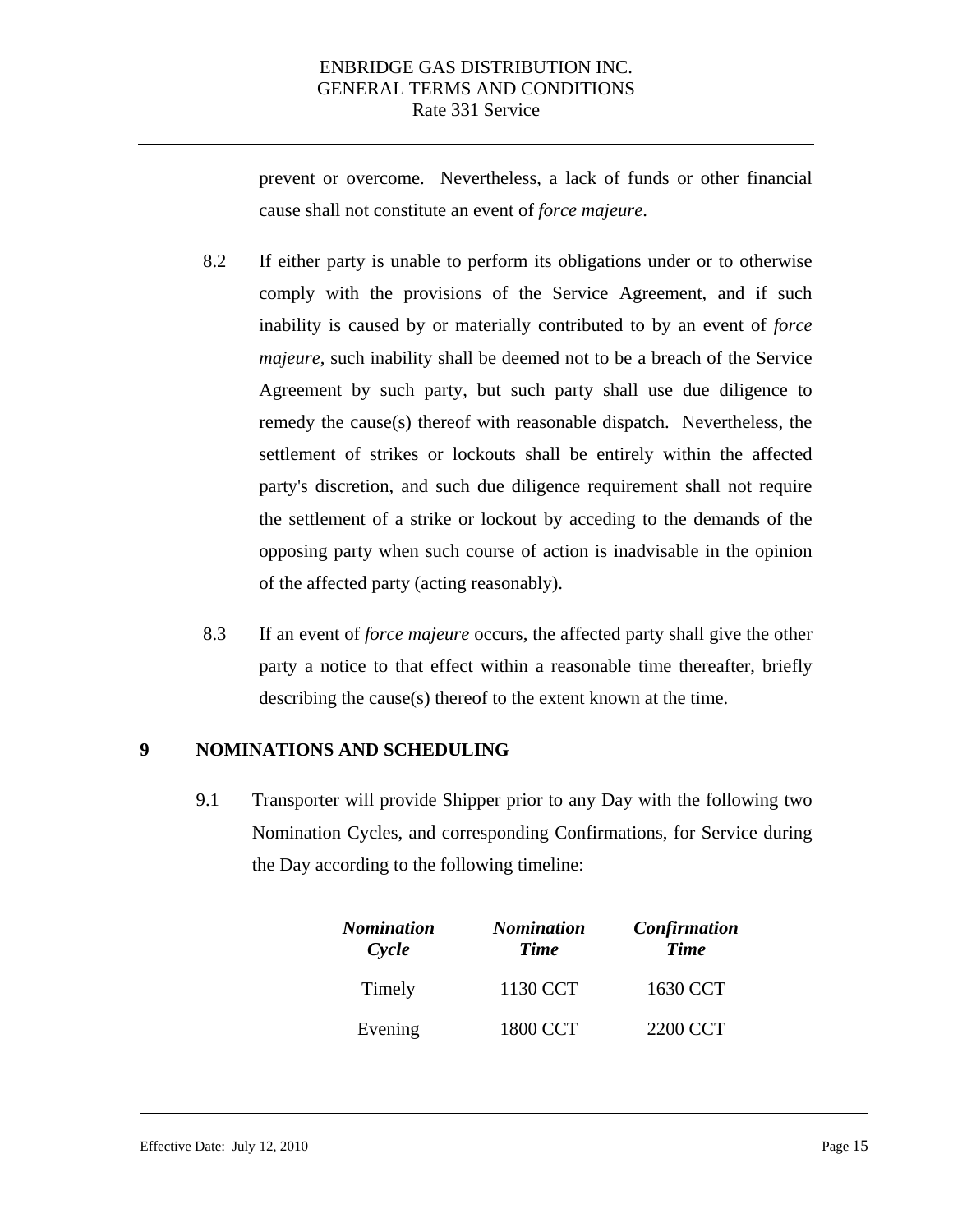prevent or overcome. Nevertheless, a lack of funds or other financial cause shall not constitute an event of *force majeure*.

8.2 If either party is unable to perform its obligations under or to otherwise comply with the provisions of the Service Agreement, and if such inability is caused by or materially contributed to by an event of *force majeure*, such inability shall be deemed not to be a breach of the Service Agreement by such party, but such party shall use due diligence to remedy the cause(s) thereof with reasonable dispatch. Nevertheless, the settlement of strikes or lockouts shall be entirely within the affected party's discretion, and such due diligence requirement shall not require the settlement of a strike or lockout by acceding to the demands of the opposing party when such course of action is inadvisable in the opinion of the affected party (acting reasonably).

8.3 If an event of *force majeure* occurs, the affected party shall give the other party a notice to that effect within a reasonable time thereafter, briefly describing the cause(s) thereof to the extent known at the time.

## 9 NOMINATIONS AND SCHEDULING

9.1 Transporter will provide Shipper prior to any Day with the following two Nomination Cycles, and corresponding Confirmations, for Service during the Day according to the following timeline:

| ***Nomination Cycle*** | ***Nomination Time*** | ***Confirmation Time*** |
|---|---|---|
| Timely | 1130 CCT | 1630 CCT |
| Evening | 1800 CCT | 2200 CCT |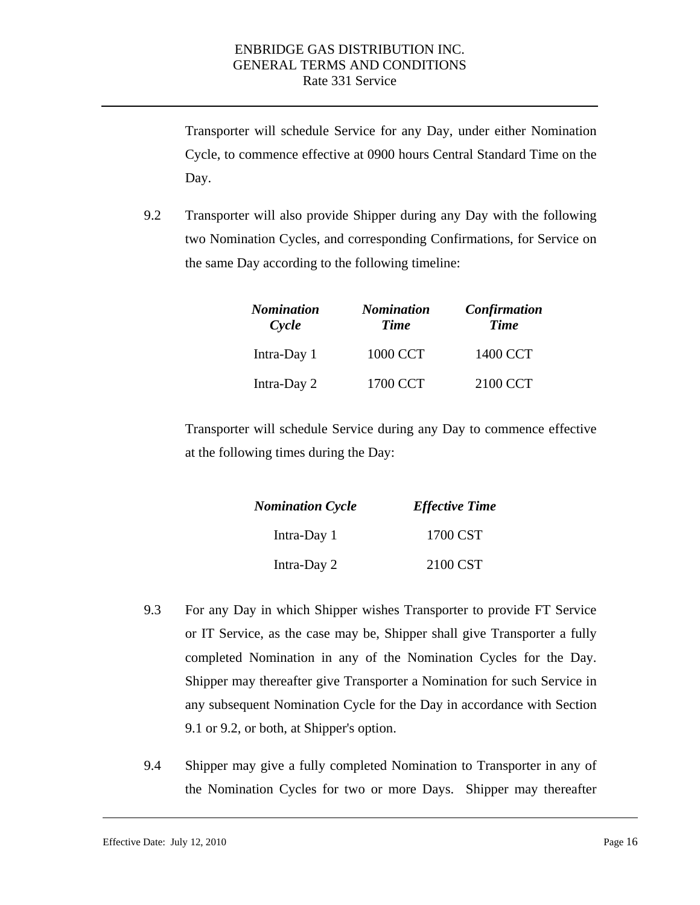Transporter will schedule Service for any Day, under either Nomination Cycle, to commence effective at 0900 hours Central Standard Time on the Day.

9.2 Transporter will also provide Shipper during any Day with the following two Nomination Cycles, and corresponding Confirmations, for Service on the same Day according to the following timeline:

| ***Nomination Cycle*** | ***Nomination Time*** | ***Confirmation Time*** |
|---|---|---|
| Intra-Day 1 | 1000 CCT | 1400 CCT |
| Intra-Day 2 | 1700 CCT | 2100 CCT |

Transporter will schedule Service during any Day to commence effective at the following times during the Day:

| ***Nomination Cycle*** | ***Effective Time*** |
|---|---|
| Intra-Day 1 | 1700 CST |
| Intra-Day 2 | 2100 CST |

9.3 For any Day in which Shipper wishes Transporter to provide FT Service or IT Service, as the case may be, Shipper shall give Transporter a fully completed Nomination in any of the Nomination Cycles for the Day. Shipper may thereafter give Transporter a Nomination for such Service in any subsequent Nomination Cycle for the Day in accordance with Section 9.1 or 9.2, or both, at Shipper's option.

9.4 Shipper may give a fully completed Nomination to Transporter in any of the Nomination Cycles for two or more Days. Shipper may thereafter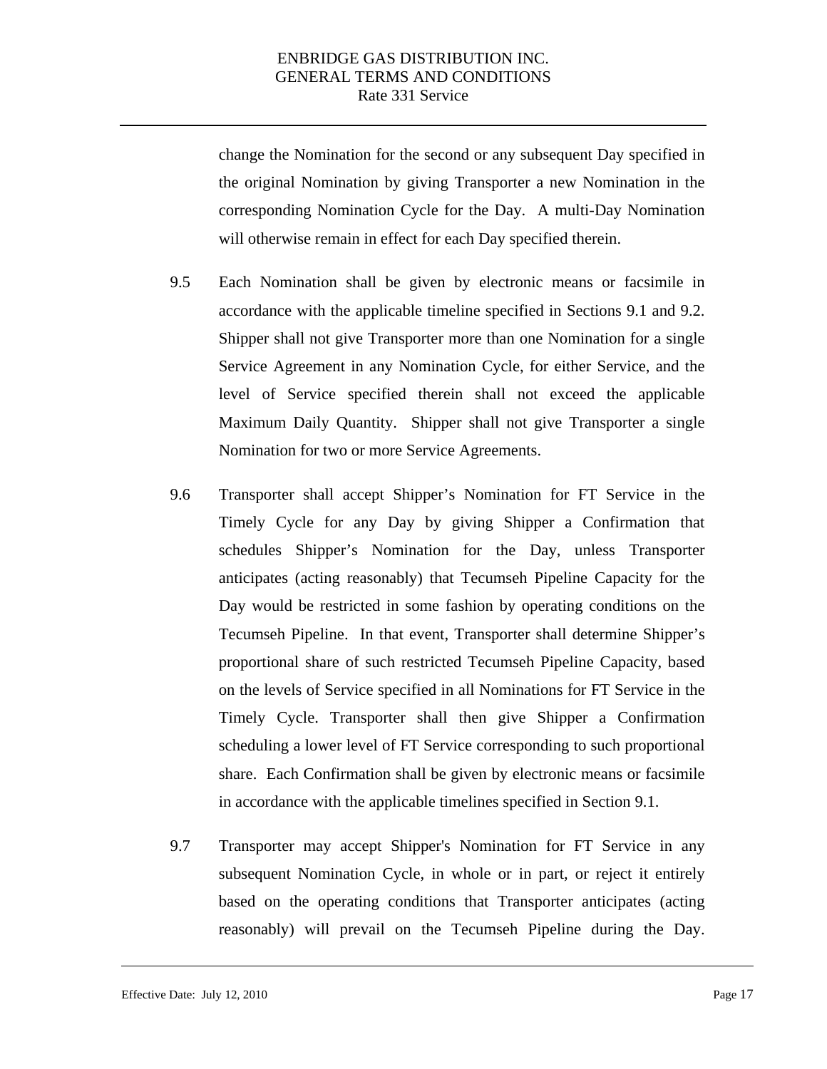change the Nomination for the second or any subsequent Day specified in the original Nomination by giving Transporter a new Nomination in the corresponding Nomination Cycle for the Day. A multi-Day Nomination will otherwise remain in effect for each Day specified therein.

9.5 Each Nomination shall be given by electronic means or facsimile in accordance with the applicable timeline specified in Sections 9.1 and 9.2. Shipper shall not give Transporter more than one Nomination for a single Service Agreement in any Nomination Cycle, for either Service, and the level of Service specified therein shall not exceed the applicable Maximum Daily Quantity. Shipper shall not give Transporter a single Nomination for two or more Service Agreements.

9.6 Transporter shall accept Shipper's Nomination for FT Service in the Timely Cycle for any Day by giving Shipper a Confirmation that schedules Shipper's Nomination for the Day, unless Transporter anticipates (acting reasonably) that Tecumseh Pipeline Capacity for the Day would be restricted in some fashion by operating conditions on the Tecumseh Pipeline. In that event, Transporter shall determine Shipper's proportional share of such restricted Tecumseh Pipeline Capacity, based on the levels of Service specified in all Nominations for FT Service in the Timely Cycle. Transporter shall then give Shipper a Confirmation scheduling a lower level of FT Service corresponding to such proportional share. Each Confirmation shall be given by electronic means or facsimile in accordance with the applicable timelines specified in Section 9.1.

9.7 Transporter may accept Shipper's Nomination for FT Service in any subsequent Nomination Cycle, in whole or in part, or reject it entirely based on the operating conditions that Transporter anticipates (acting reasonably) will prevail on the Tecumseh Pipeline during the Day.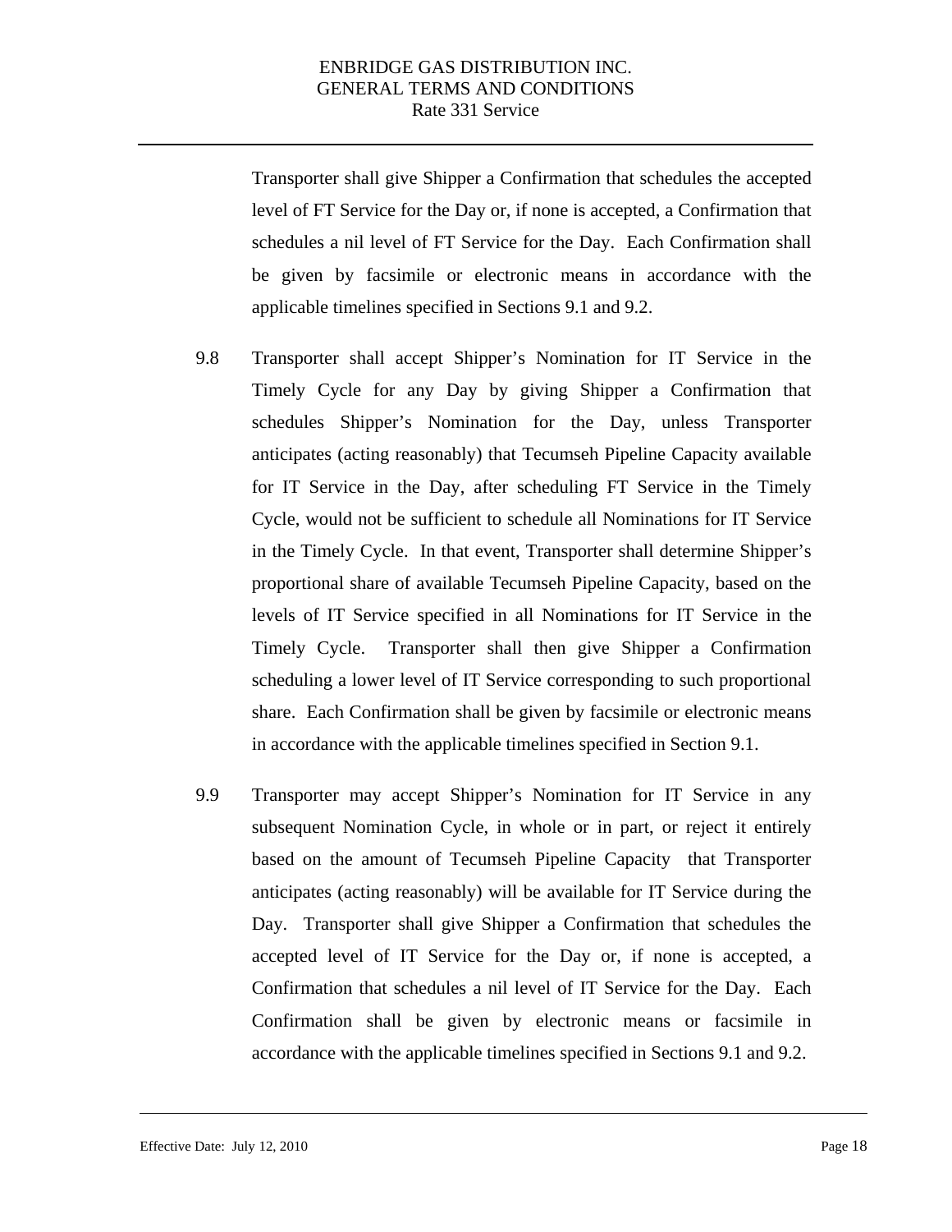Transporter shall give Shipper a Confirmation that schedules the accepted level of FT Service for the Day or, if none is accepted, a Confirmation that schedules a nil level of FT Service for the Day. Each Confirmation shall be given by facsimile or electronic means in accordance with the applicable timelines specified in Sections 9.1 and 9.2.

9.8 Transporter shall accept Shipper's Nomination for IT Service in the Timely Cycle for any Day by giving Shipper a Confirmation that schedules Shipper's Nomination for the Day, unless Transporter anticipates (acting reasonably) that Tecumseh Pipeline Capacity available for IT Service in the Day, after scheduling FT Service in the Timely Cycle, would not be sufficient to schedule all Nominations for IT Service in the Timely Cycle. In that event, Transporter shall determine Shipper's proportional share of available Tecumseh Pipeline Capacity, based on the levels of IT Service specified in all Nominations for IT Service in the Timely Cycle. Transporter shall then give Shipper a Confirmation scheduling a lower level of IT Service corresponding to such proportional share. Each Confirmation shall be given by facsimile or electronic means in accordance with the applicable timelines specified in Section 9.1.

9.9 Transporter may accept Shipper's Nomination for IT Service in any subsequent Nomination Cycle, in whole or in part, or reject it entirely based on the amount of Tecumseh Pipeline Capacity that Transporter anticipates (acting reasonably) will be available for IT Service during the Day. Transporter shall give Shipper a Confirmation that schedules the accepted level of IT Service for the Day or, if none is accepted, a Confirmation that schedules a nil level of IT Service for the Day. Each Confirmation shall be given by electronic means or facsimile in accordance with the applicable timelines specified in Sections 9.1 and 9.2.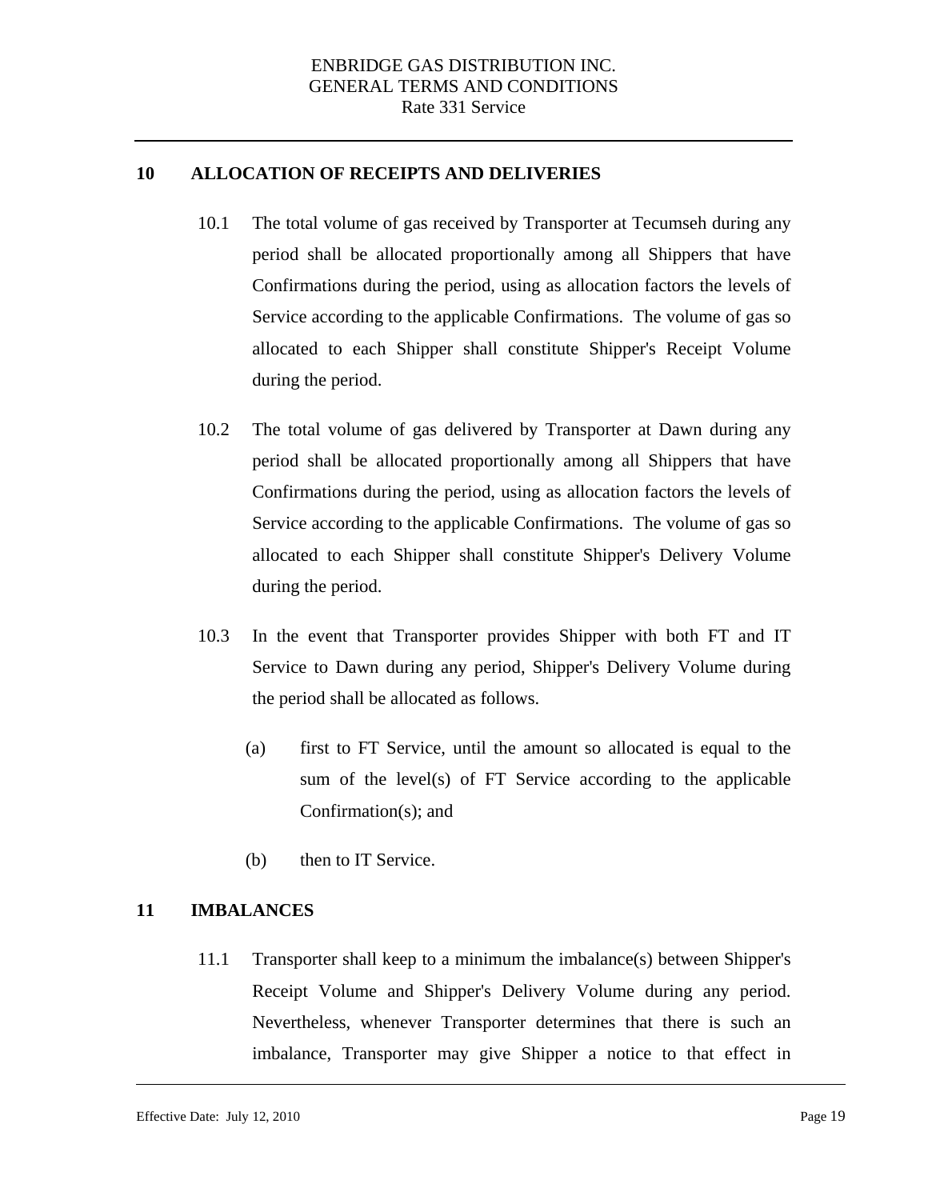## 10 ALLOCATION OF RECEIPTS AND DELIVERIES

10.1 The total volume of gas received by Transporter at Tecumseh during any period shall be allocated proportionally among all Shippers that have Confirmations during the period, using as allocation factors the levels of Service according to the applicable Confirmations. The volume of gas so allocated to each Shipper shall constitute Shipper's Receipt Volume during the period.

10.2 The total volume of gas delivered by Transporter at Dawn during any period shall be allocated proportionally among all Shippers that have Confirmations during the period, using as allocation factors the levels of Service according to the applicable Confirmations. The volume of gas so allocated to each Shipper shall constitute Shipper's Delivery Volume during the period.

10.3 In the event that Transporter provides Shipper with both FT and IT Service to Dawn during any period, Shipper's Delivery Volume during the period shall be allocated as follows.

(a) first to FT Service, until the amount so allocated is equal to the sum of the level(s) of FT Service according to the applicable Confirmation(s); and

(b) then to IT Service.

## 11 IMBALANCES

11.1 Transporter shall keep to a minimum the imbalance(s) between Shipper's Receipt Volume and Shipper's Delivery Volume during any period. Nevertheless, whenever Transporter determines that there is such an imbalance, Transporter may give Shipper a notice to that effect in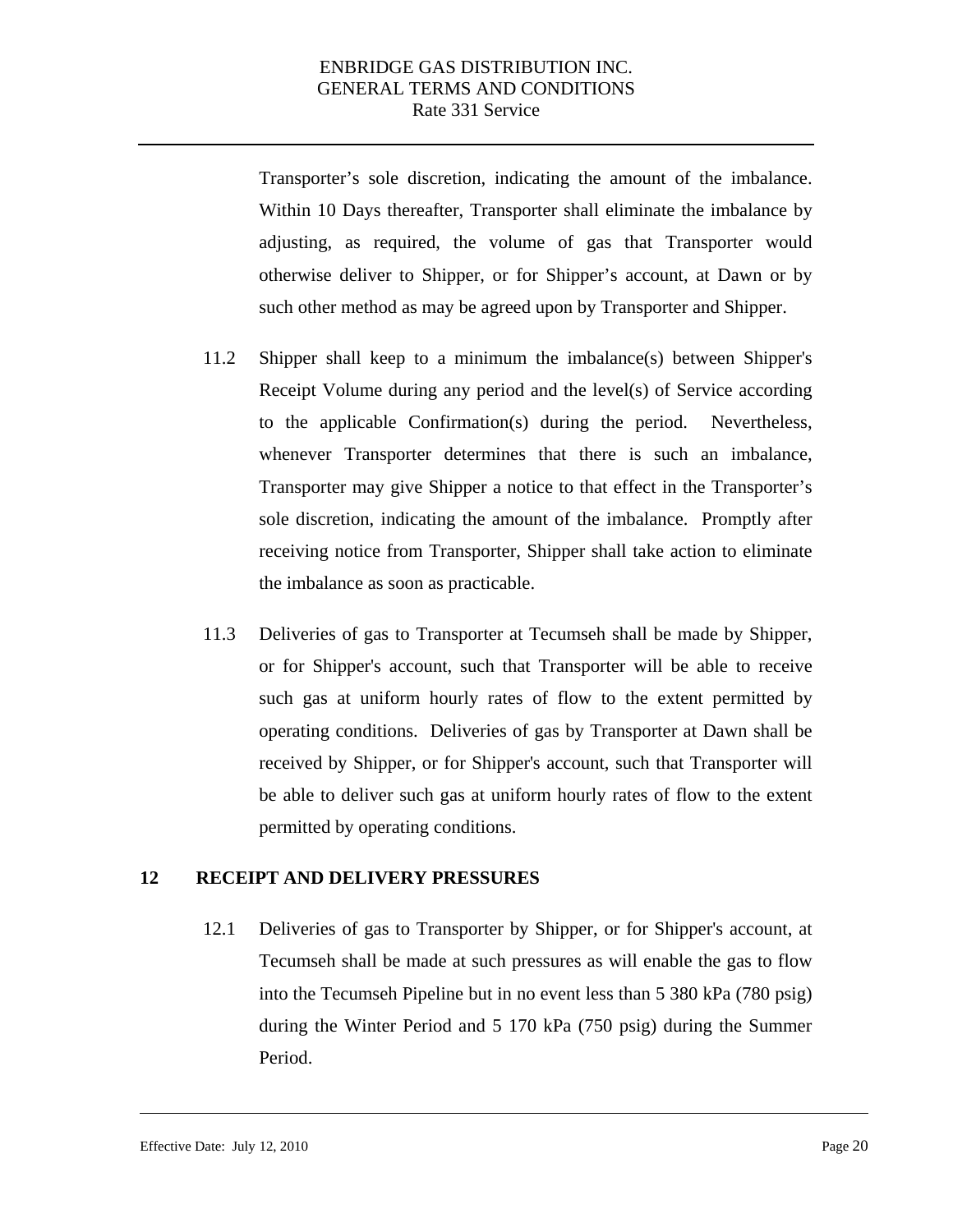Transporter's sole discretion, indicating the amount of the imbalance. Within 10 Days thereafter, Transporter shall eliminate the imbalance by adjusting, as required, the volume of gas that Transporter would otherwise deliver to Shipper, or for Shipper's account, at Dawn or by such other method as may be agreed upon by Transporter and Shipper.

11.2 Shipper shall keep to a minimum the imbalance(s) between Shipper's Receipt Volume during any period and the level(s) of Service according to the applicable Confirmation(s) during the period. Nevertheless, whenever Transporter determines that there is such an imbalance, Transporter may give Shipper a notice to that effect in the Transporter's sole discretion, indicating the amount of the imbalance. Promptly after receiving notice from Transporter, Shipper shall take action to eliminate the imbalance as soon as practicable.

11.3 Deliveries of gas to Transporter at Tecumseh shall be made by Shipper, or for Shipper's account, such that Transporter will be able to receive such gas at uniform hourly rates of flow to the extent permitted by operating conditions. Deliveries of gas by Transporter at Dawn shall be received by Shipper, or for Shipper's account, such that Transporter will be able to deliver such gas at uniform hourly rates of flow to the extent permitted by operating conditions.

## 12 RECEIPT AND DELIVERY PRESSURES

12.1 Deliveries of gas to Transporter by Shipper, or for Shipper's account, at Tecumseh shall be made at such pressures as will enable the gas to flow into the Tecumseh Pipeline but in no event less than 5 380 kPa (780 psig) during the Winter Period and 5 170 kPa (750 psig) during the Summer Period.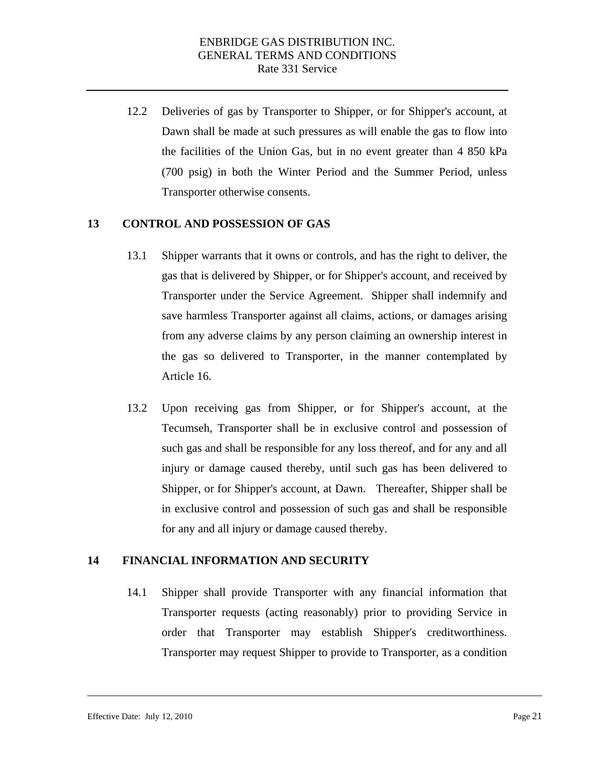12.2 Deliveries of gas by Transporter to Shipper, or for Shipper's account, at Dawn shall be made at such pressures as will enable the gas to flow into the facilities of the Union Gas, but in no event greater than 4 850 kPa (700 psig) in both the Winter Period and the Summer Period, unless Transporter otherwise consents.

## 13 CONTROL AND POSSESSION OF GAS

13.1 Shipper warrants that it owns or controls, and has the right to deliver, the gas that is delivered by Shipper, or for Shipper's account, and received by Transporter under the Service Agreement. Shipper shall indemnify and save harmless Transporter against all claims, actions, or damages arising from any adverse claims by any person claiming an ownership interest in the gas so delivered to Transporter, in the manner contemplated by Article 16.

13.2 Upon receiving gas from Shipper, or for Shipper's account, at the Tecumseh, Transporter shall be in exclusive control and possession of such gas and shall be responsible for any loss thereof, and for any and all injury or damage caused thereby, until such gas has been delivered to Shipper, or for Shipper's account, at Dawn. Thereafter, Shipper shall be in exclusive control and possession of such gas and shall be responsible for any and all injury or damage caused thereby.

## 14 FINANCIAL INFORMATION AND SECURITY

14.1 Shipper shall provide Transporter with any financial information that Transporter requests (acting reasonably) prior to providing Service in order that Transporter may establish Shipper's creditworthiness. Transporter may request Shipper to provide to Transporter, as a condition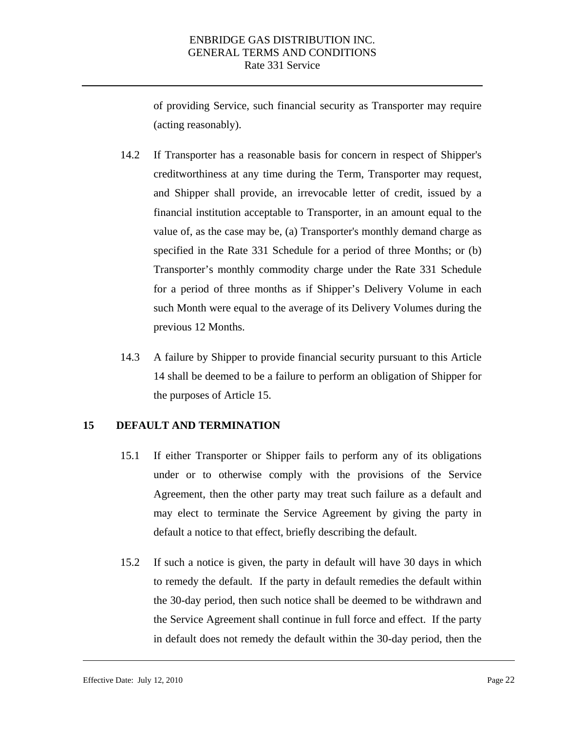of providing Service, such financial security as Transporter may require (acting reasonably).

14.2 If Transporter has a reasonable basis for concern in respect of Shipper's creditworthiness at any time during the Term, Transporter may request, and Shipper shall provide, an irrevocable letter of credit, issued by a financial institution acceptable to Transporter, in an amount equal to the value of, as the case may be, (a) Transporter's monthly demand charge as specified in the Rate 331 Schedule for a period of three Months; or (b) Transporter's monthly commodity charge under the Rate 331 Schedule for a period of three months as if Shipper's Delivery Volume in each such Month were equal to the average of its Delivery Volumes during the previous 12 Months.

14.3 A failure by Shipper to provide financial security pursuant to this Article 14 shall be deemed to be a failure to perform an obligation of Shipper for the purposes of Article 15.

## 15 DEFAULT AND TERMINATION

15.1 If either Transporter or Shipper fails to perform any of its obligations under or to otherwise comply with the provisions of the Service Agreement, then the other party may treat such failure as a default and may elect to terminate the Service Agreement by giving the party in default a notice to that effect, briefly describing the default.

15.2 If such a notice is given, the party in default will have 30 days in which to remedy the default. If the party in default remedies the default within the 30-day period, then such notice shall be deemed to be withdrawn and the Service Agreement shall continue in full force and effect. If the party in default does not remedy the default within the 30-day period, then the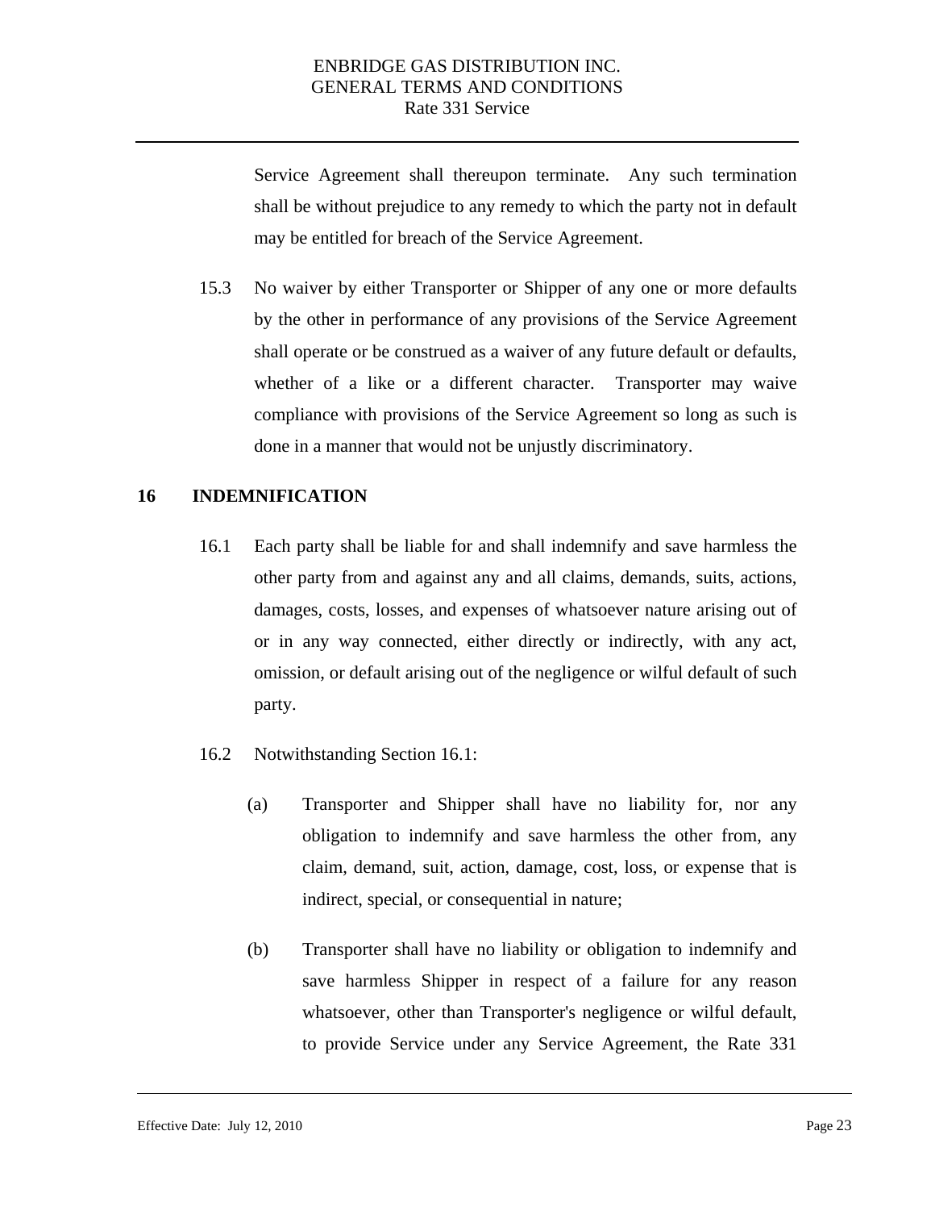Service Agreement shall thereupon terminate. Any such termination shall be without prejudice to any remedy to which the party not in default may be entitled for breach of the Service Agreement.

15.3 No waiver by either Transporter or Shipper of any one or more defaults by the other in performance of any provisions of the Service Agreement shall operate or be construed as a waiver of any future default or defaults, whether of a like or a different character. Transporter may waive compliance with provisions of the Service Agreement so long as such is done in a manner that would not be unjustly discriminatory.

## 16 INDEMNIFICATION

16.1 Each party shall be liable for and shall indemnify and save harmless the other party from and against any and all claims, demands, suits, actions, damages, costs, losses, and expenses of whatsoever nature arising out of or in any way connected, either directly or indirectly, with any act, omission, or default arising out of the negligence or wilful default of such party.

16.2 Notwithstanding Section 16.1:

(a) Transporter and Shipper shall have no liability for, nor any obligation to indemnify and save harmless the other from, any claim, demand, suit, action, damage, cost, loss, or expense that is indirect, special, or consequential in nature;

(b) Transporter shall have no liability or obligation to indemnify and save harmless Shipper in respect of a failure for any reason whatsoever, other than Transporter's negligence or wilful default, to provide Service under any Service Agreement, the Rate 331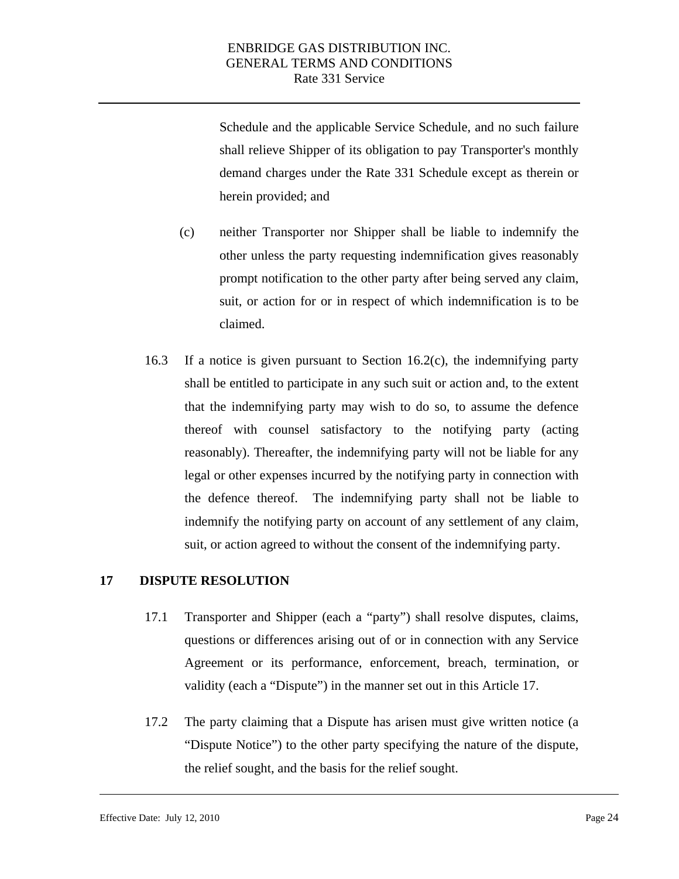Schedule and the applicable Service Schedule, and no such failure shall relieve Shipper of its obligation to pay Transporter's monthly demand charges under the Rate 331 Schedule except as therein or herein provided; and

(c) neither Transporter nor Shipper shall be liable to indemnify the other unless the party requesting indemnification gives reasonably prompt notification to the other party after being served any claim, suit, or action for or in respect of which indemnification is to be claimed.

16.3 If a notice is given pursuant to Section 16.2(c), the indemnifying party shall be entitled to participate in any such suit or action and, to the extent that the indemnifying party may wish to do so, to assume the defence thereof with counsel satisfactory to the notifying party (acting reasonably). Thereafter, the indemnifying party will not be liable for any legal or other expenses incurred by the notifying party in connection with the defence thereof. The indemnifying party shall not be liable to indemnify the notifying party on account of any settlement of any claim, suit, or action agreed to without the consent of the indemnifying party.

## 17 DISPUTE RESOLUTION

17.1 Transporter and Shipper (each a "party") shall resolve disputes, claims, questions or differences arising out of or in connection with any Service Agreement or its performance, enforcement, breach, termination, or validity (each a "Dispute") in the manner set out in this Article 17.

17.2 The party claiming that a Dispute has arisen must give written notice (a "Dispute Notice") to the other party specifying the nature of the dispute, the relief sought, and the basis for the relief sought.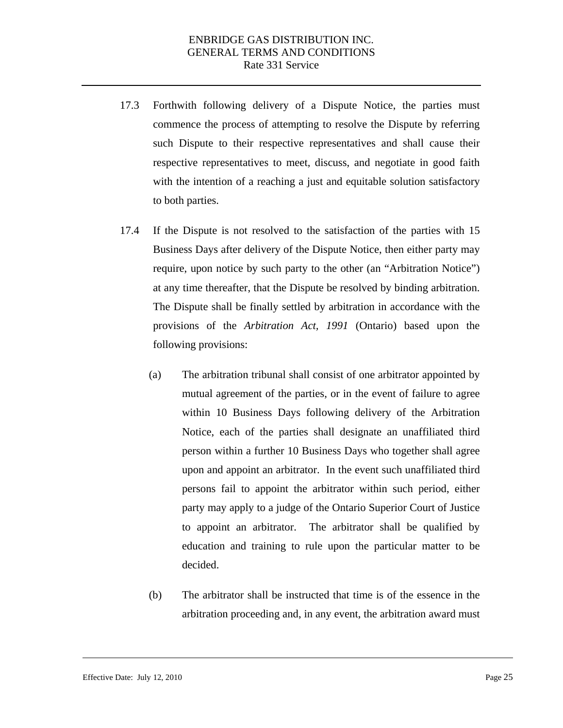17.3 Forthwith following delivery of a Dispute Notice, the parties must commence the process of attempting to resolve the Dispute by referring such Dispute to their respective representatives and shall cause their respective representatives to meet, discuss, and negotiate in good faith with the intention of a reaching a just and equitable solution satisfactory to both parties.

17.4 If the Dispute is not resolved to the satisfaction of the parties with 15 Business Days after delivery of the Dispute Notice, then either party may require, upon notice by such party to the other (an "Arbitration Notice") at any time thereafter, that the Dispute be resolved by binding arbitration. The Dispute shall be finally settled by arbitration in accordance with the provisions of the *Arbitration Act, 1991* (Ontario) based upon the following provisions:

(a) The arbitration tribunal shall consist of one arbitrator appointed by mutual agreement of the parties, or in the event of failure to agree within 10 Business Days following delivery of the Arbitration Notice, each of the parties shall designate an unaffiliated third person within a further 10 Business Days who together shall agree upon and appoint an arbitrator. In the event such unaffiliated third persons fail to appoint the arbitrator within such period, either party may apply to a judge of the Ontario Superior Court of Justice to appoint an arbitrator. The arbitrator shall be qualified by education and training to rule upon the particular matter to be decided.

(b) The arbitrator shall be instructed that time is of the essence in the arbitration proceeding and, in any event, the arbitration award must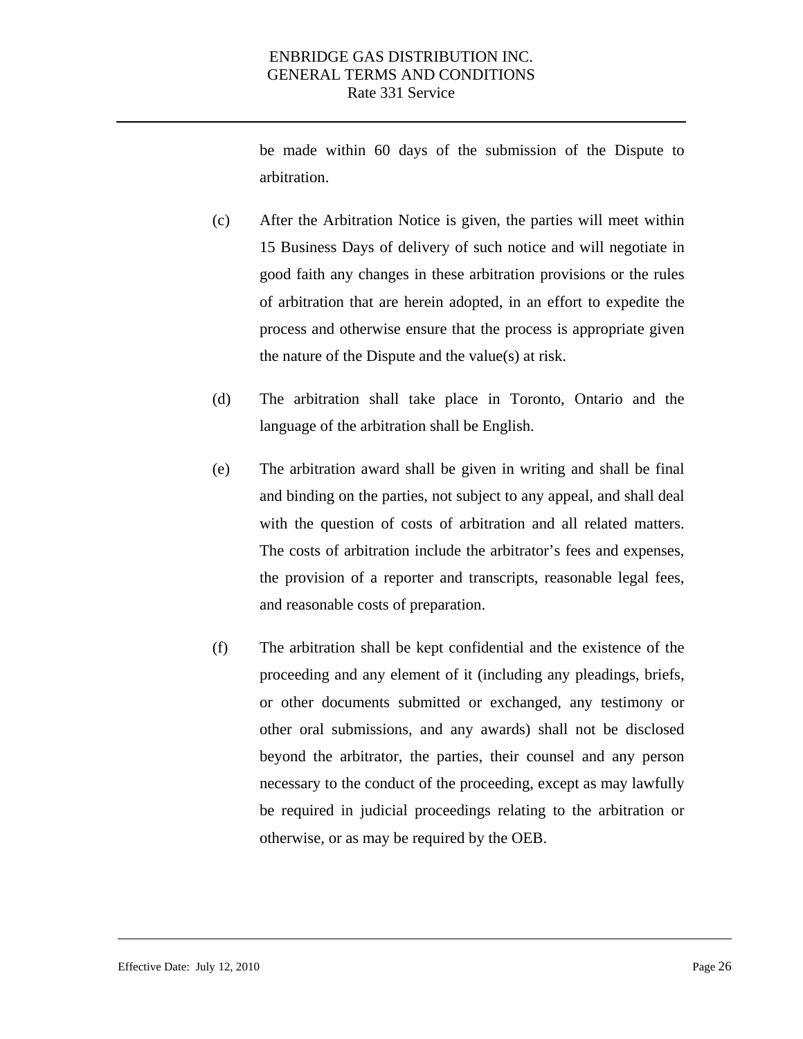be made within 60 days of the submission of the Dispute to arbitration.

(c) After the Arbitration Notice is given, the parties will meet within 15 Business Days of delivery of such notice and will negotiate in good faith any changes in these arbitration provisions or the rules of arbitration that are herein adopted, in an effort to expedite the process and otherwise ensure that the process is appropriate given the nature of the Dispute and the value(s) at risk.

(d) The arbitration shall take place in Toronto, Ontario and the language of the arbitration shall be English.

(e) The arbitration award shall be given in writing and shall be final and binding on the parties, not subject to any appeal, and shall deal with the question of costs of arbitration and all related matters. The costs of arbitration include the arbitrator's fees and expenses, the provision of a reporter and transcripts, reasonable legal fees, and reasonable costs of preparation.

(f) The arbitration shall be kept confidential and the existence of the proceeding and any element of it (including any pleadings, briefs, or other documents submitted or exchanged, any testimony or other oral submissions, and any awards) shall not be disclosed beyond the arbitrator, the parties, their counsel and any person necessary to the conduct of the proceeding, except as may lawfully be required in judicial proceedings relating to the arbitration or otherwise, or as may be required by the OEB.